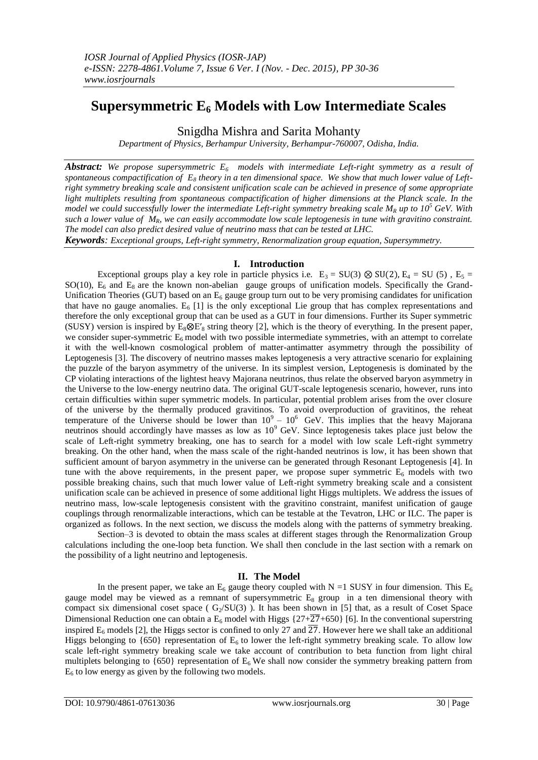# Supersymmetric $E_6$ Models with Low Intermediate Scales

Snigdha Mishra and Sarita Mohanty

*Department of Physics, Berhampur University, Berhampur-760007, Odisha, India.*

***Abstract:*** *We propose supersymmetric $E_6$ models with intermediate Left-right symmetry as a result of spontaneous compactification of $E_8$ theory in a ten dimensional space. We show that much lower value of Left-right symmetry breaking scale and consistent unification scale can be achieved in presence of some appropriate light multiplets resulting from spontaneous compactification of higher dimensions at the Planck scale. In the model we could successfully lower the intermediate Left-right symmetry breaking scale $M_R$ up to $10^5$ GeV. With such a lower value of $M_R$, we can easily accommodate low scale leptogenesis in tune with gravitino constraint. The model can also predict desired value of neutrino mass that can be tested at LHC.*

***Keywords****: Exceptional groups, Left-right symmetry, Renormalization group equation, Supersymmetry.*

## I. Introduction

Exceptional groups play a key role in particle physics i.e. $E_3 = SU(3) \otimes SU(2)$, $E_4 = SU(5)$, $E_5 = SO(10)$, $E_6$ and $E_8$ are the known non-abelian gauge groups of unification models. Specifically the Grand-Unification Theories (GUT) based on an $E_6$ gauge group turn out to be very promising candidates for unification that have no gauge anomalies. $E_6$ [1] is the only exceptional Lie group that has complex representations and therefore the only exceptional group that can be used as a GUT in four dimensions. Further its Super symmetric (SUSY) version is inspired by $E_8 \otimes E'_8$ string theory [2], which is the theory of everything. In the present paper, we consider super-symmetric $E_6$ model with two possible intermediate symmetries, with an attempt to correlate it with the well-known cosmological problem of matter-antimatter asymmetry through the possibility of Leptogenesis [3]. The discovery of neutrino masses makes leptogenesis a very attractive scenario for explaining the puzzle of the baryon asymmetry of the universe. In its simplest version, Leptogenesis is dominated by the CP violating interactions of the lightest heavy Majorana neutrinos, thus relate the observed baryon asymmetry in the Universe to the low-energy neutrino data. The original GUT-scale leptogenesis scenario, however, runs into certain difficulties within super symmetric models. In particular, potential problem arises from the over closure of the universe by the thermally produced gravitinos. To avoid overproduction of gravitinos, the reheat temperature of the Universe should be lower than $10^9 - 10^6$ GeV. This implies that the heavy Majorana neutrinos should accordingly have masses as low as $10^9$ GeV. Since leptogenesis takes place just below the scale of Left-right symmetry breaking, one has to search for a model with low scale Left-right symmetry breaking. On the other hand, when the mass scale of the right-handed neutrinos is low, it has been shown that sufficient amount of baryon asymmetry in the universe can be generated through Resonant Leptogenesis [4]. In tune with the above requirements, in the present paper, we propose super symmetric $E_6$ models with two possible breaking chains, such that much lower value of Left-right symmetry breaking scale and a consistent unification scale can be achieved in presence of some additional light Higgs multiplets. We address the issues of neutrino mass, low-scale leptogenesis consistent with the gravitino constraint, manifest unification of gauge couplings through renormalizable interactions, which can be testable at the Tevatron, LHC or ILC. The paper is organized as follows. In the next section, we discuss the models along with the patterns of symmetry breaking.

Section–3 is devoted to obtain the mass scales at different stages through the Renormalization Group calculations including the one-loop beta function. We shall then conclude in the last section with a remark on the possibility of a light neutrino and leptogenesis.

## II. The Model

In the present paper, we take an $E_6$ gauge theory coupled with N =1 SUSY in four dimension. This $E_6$ gauge model may be viewed as a remnant of supersymmetric $E_8$ group in a ten dimensional theory with compact six dimensional coset space ( $G_2/SU(3)$ ). It has been shown in [5] that, as a result of Coset Space Dimensional Reduction one can obtain a $E_6$ model with Higgs $\{27+\overline{27}+650\}$ [6]. In the conventional superstring inspired $E_6$ models [2], the Higgs sector is confined to only 27 and $\overline{27}$. However here we shall take an additional Higgs belonging to {650} representation of $E_6$ to lower the left-right symmetry breaking scale. To allow low scale left-right symmetry breaking scale we take account of contribution to beta function from light chiral multiplets belonging to {650} representation of $E_6$ We shall now consider the symmetry breaking pattern from $E_6$ to low energy as given by the following two models.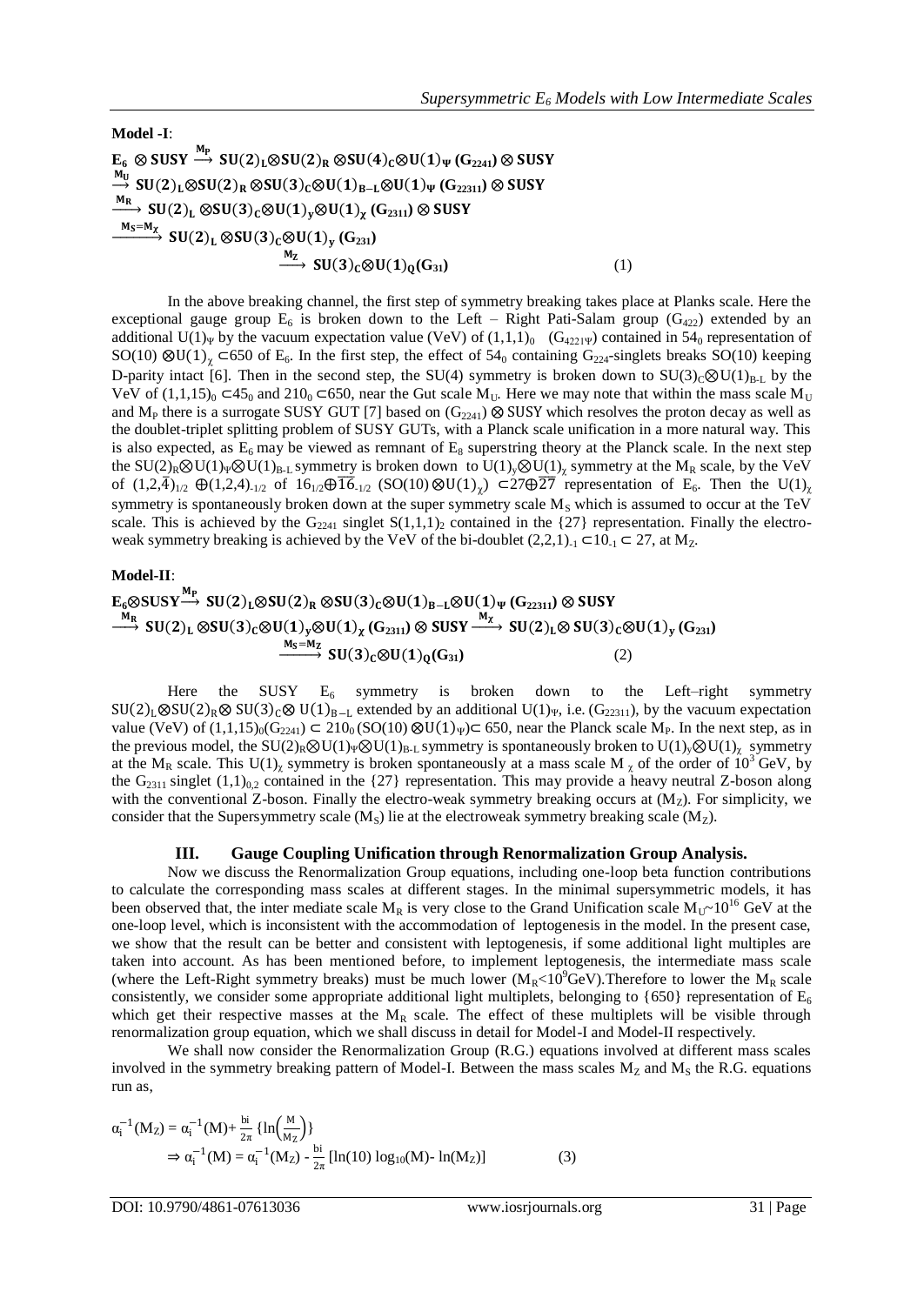**Model -I**:

$$\mathbf{E_6 \otimes SUSY \xrightarrow{M_P} SU(2)_L \otimes SU(2)_R \otimes SU(4)_C \otimes U(1)_\Psi\ (G_{2241}) \otimes SUSY}$$
$$\mathbf{\xrightarrow{M_U} SU(2)_L \otimes SU(2)_R \otimes SU(3)_C \otimes U(1)_{B-L} \otimes U(1)_\Psi\ (G_{22311}) \otimes SUSY}$$
$$\mathbf{\xrightarrow{M_R} SU(2)_L \otimes SU(3)_C \otimes U(1)_y \otimes U(1)_\chi\ (G_{2311}) \otimes SUSY}$$
$$\mathbf{\xrightarrow{M_S = M_\chi} SU(2)_L \otimes SU(3)_C \otimes U(1)_y\ (G_{231})}$$
$$\mathbf{\xrightarrow{M_Z} SU(3)_C \otimes U(1)_Q (G_{31})} \tag{1}$$

In the above breaking channel, the first step of symmetry breaking takes place at Planks scale. Here the exceptional gauge group $E_6$ is broken down to the Left – Right Pati-Salam group ($G_{422}$) extended by an additional $U(1)_\Psi$ by the vacuum expectation value (VeV) of $(1,1,1)_0$ $(G_{4221\Psi})$ contained in $54_0$ representation of $SO(10) \otimes U(1)_\chi \subset 650$ of $E_6$. In the first step, the effect of $54_0$ containing $G_{224}$-singlets breaks SO(10) keeping D-parity intact [6]. Then in the second step, the SU(4) symmetry is broken down to $SU(3)_C \otimes U(1)_{B-L}$ by the VeV of $(1,1,15)_0 \subset 45_0$ and $210_0 \subset 650$, near the Gut scale $M_U$. Here we may note that within the mass scale $M_U$ and $M_P$ there is a surrogate SUSY GUT [7] based on $(G_{2241}) \otimes$ SUSY which resolves the proton decay as well as the doublet-triplet splitting problem of SUSY GUTs, with a Planck scale unification in a more natural way. This is also expected, as $E_6$ may be viewed as remnant of $E_8$ superstring theory at the Planck scale. In the next step the $SU(2)_R \otimes U(1)_\Psi \otimes U(1)_{B-L}$ symmetry is broken down to $U(1)_y \otimes U(1)_\chi$ symmetry at the $M_R$ scale, by the VeV of $(1,2,\bar{4})_{1/2} \oplus (1,2,4)_{-1/2}$ of $16_{1/2} \oplus \overline{16}_{-1/2}$ $(SO(10) \otimes U(1)_\chi) \subset 27 \oplus \overline{27}$ representation of $E_6$. Then the $U(1)_\chi$ symmetry is spontaneously broken down at the super symmetry scale $M_S$ which is assumed to occur at the TeV scale. This is achieved by the $G_{2241}$ singlet $S(1,1,1)_2$ contained in the {27} representation. Finally the electro-weak symmetry breaking is achieved by the VeV of the bi-doublet $(2,2,1)_{-1} \subset 10_{-1} \subset 27$, at $M_Z$.

**Model-II**:

$$\mathbf{E_6 \otimes SUSY \xrightarrow{M_P} SU(2)_L \otimes SU(2)_R \otimes SU(3)_C \otimes U(1)_{B-L} \otimes U(1)_\Psi\ (G_{22311}) \otimes SUSY}$$
$$\mathbf{\xrightarrow{M_R} SU(2)_L \otimes SU(3)_C \otimes U(1)_y \otimes U(1)_\chi\ (G_{2311}) \otimes SUSY \xrightarrow{M_\chi} SU(2)_L \otimes SU(3)_C \otimes U(1)_y\ (G_{231})}$$
$$\mathbf{\xrightarrow{M_S = M_Z} SU(3)_C \otimes U(1)_Q (G_{31})} \tag{2}$$

Here the SUSY $E_6$ symmetry is broken down to the Left–right symmetry $SU(2)_L \otimes SU(2)_R \otimes SU(3)_C \otimes U(1)_{B-L}$ extended by an additional $U(1)_\Psi$, i.e. $(G_{22311})$, by the vacuum expectation value (VeV) of $(1,1,15)_0(G_{2241}) \subset 210_0\ (SO(10) \otimes U(1)_\Psi) \subset 650$, near the Planck scale $M_P$. In the next step, as in the previous model, the $SU(2)_R \otimes U(1)_\Psi \otimes U(1)_{B-L}$ symmetry is spontaneously broken to $U(1)_y \otimes U(1)_\chi$ symmetry at the $M_R$ scale. This $U(1)_\chi$ symmetry is broken spontaneously at a mass scale $M_\chi$ of the order of $10^3$ GeV, by the $G_{2311}$ singlet $(1,1)_{0,2}$ contained in the {27} representation. This may provide a heavy neutral Z-boson along with the conventional Z-boson. Finally the electro-weak symmetry breaking occurs at ($M_Z$). For simplicity, we consider that the Supersymmetry scale ($M_S$) lie at the electroweak symmetry breaking scale ($M_Z$).

### III. Gauge Coupling Unification through Renormalization Group Analysis.

Now we discuss the Renormalization Group equations, including one-loop beta function contributions to calculate the corresponding mass scales at different stages. In the minimal supersymmetric models, it has been observed that, the inter mediate scale $M_R$ is very close to the Grand Unification scale $M_U \sim 10^{16}$ GeV at the one-loop level, which is inconsistent with the accommodation of leptogenesis in the model. In the present case, we show that the result can be better and consistent with leptogenesis, if some additional light multiples are taken into account. As has been mentioned before, to implement leptogenesis, the intermediate mass scale (where the Left-Right symmetry breaks) must be much lower ($M_R < 10^9$GeV).Therefore to lower the $M_R$ scale consistently, we consider some appropriate additional light multiplets, belonging to {650} representation of $E_6$ which get their respective masses at the $M_R$ scale. The effect of these multiplets will be visible through renormalization group equation, which we shall discuss in detail for Model-I and Model-II respectively.

We shall now consider the Renormalization Group (R.G.) equations involved at different mass scales involved in the symmetry breaking pattern of Model-I. Between the mass scales $M_Z$ and $M_S$ the R.G. equations run as,

$$\alpha_i^{-1}(M_Z) = \alpha_i^{-1}(M) + \frac{b_i}{2\pi} \left\{\ln\left(\frac{M}{M_Z}\right)\right\}$$
$$\Rightarrow \alpha_i^{-1}(M) = \alpha_i^{-1}(M_Z) - \frac{b_i}{2\pi} \left[\ln(10)\log_{10}(M) - \ln(M_Z)\right] \tag{3}$$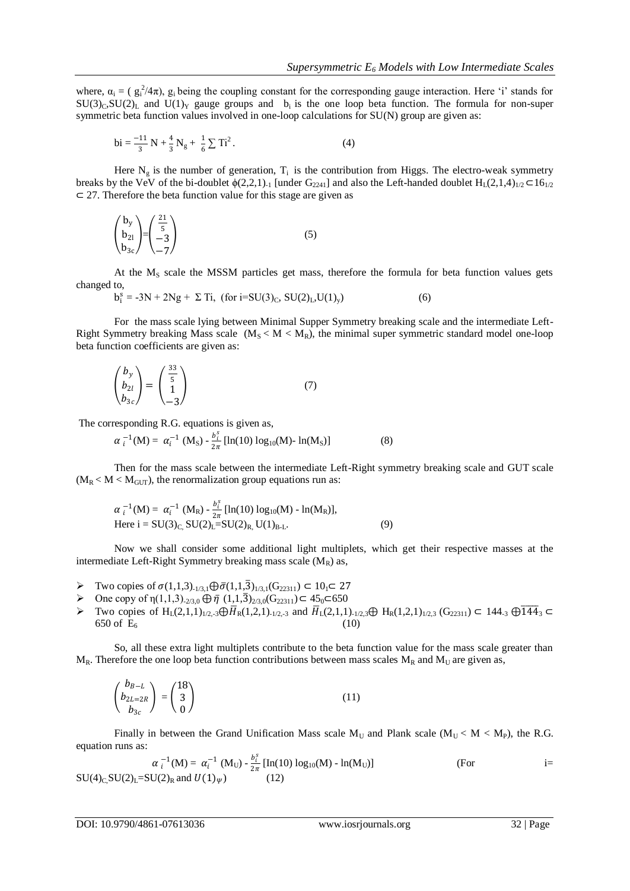where, $\alpha_i = ( g_i^2/4\pi)$, $g_i$ being the coupling constant for the corresponding gauge interaction. Here 'i' stands for $SU(3)_C$, $SU(2)_L$ and $U(1)_Y$ gauge groups and $b_i$ is the one loop beta function. The formula for non-super symmetric beta function values involved in one-loop calculations for SU(N) group are given as:

$$b_i = \frac{-11}{3} N + \frac{4}{3} N_g + \frac{1}{6} \sum T_i^2 . \tag{4}$$

Here $N_g$ is the number of generation, $T_i$ is the contribution from Higgs. The electro-weak symmetry breaks by the VeV of the bi-doublet $\phi(2,2,1)_{-1}$ [under $G_{2241}$] and also the Left-handed doublet $H_L(2,1,4)_{1/2} \subset 16_{1/2} \subset 27$. Therefore the beta function value for this stage are given as

$$\begin{pmatrix} b_y \\ b_{2l} \\ b_{3c} \end{pmatrix} = \begin{pmatrix} \frac{21}{5} \\ -3 \\ -7 \end{pmatrix} \tag{5}$$

At the $M_S$ scale the MSSM particles get mass, therefore the formula for beta function values gets changed to,

$$b_i^s = -3N + 2Ng + \Sigma\, Ti, \quad (\text{for } i=SU(3)_C, SU(2)_L, U(1)_y) \tag{6}$$

For the mass scale lying between Minimal Supper Symmetry breaking scale and the intermediate Left-Right Symmetry breaking Mass scale ($M_S < M < M_R$), the minimal super symmetric standard model one-loop beta function coefficients are given as:

$$\begin{pmatrix} b_y \\ b_{2l} \\ b_{3c} \end{pmatrix} = \begin{pmatrix} \frac{33}{5} \\ 1 \\ -3 \end{pmatrix} \tag{7}$$

The corresponding R.G. equations is given as,

$$\alpha_i^{-1}(M) = \alpha_i^{-1}(M_S) - \frac{b_i^s}{2\pi} [\ln(10) \log_{10}(M) - \ln(M_S)] \tag{8}$$

Then for the mass scale between the intermediate Left-Right symmetry breaking scale and GUT scale ($M_R < M < M_{GUT}$), the renormalization group equations run as:

$$\alpha_i^{-1}(M) = \alpha_i^{-1}(M_R) - \frac{b_i^s}{2\pi} [\ln(10) \log_{10}(M) - \ln(M_R)],$$
$$\text{Here } i = SU(3)_C, SU(2)_L = SU(2)_R, U(1)_{B-L}. \tag{9}$$

Now we shall consider some additional light multiplets, which get their respective masses at the intermediate Left-Right Symmetry breaking mass scale ($M_R$) as,

- Two copies of $\sigma(1,1,3)_{-1/3,1} \oplus \bar{\sigma}(1,1,\bar{3})_{1/3,1}(G_{22311}) \subset 10_1 \subset 27$
- One copy of $\eta(1,1,3)_{-2/3,0} \oplus \bar{\eta}\ (1,1,\bar{3})_{2/3,0}(G_{22311}) \subset 45_0 \subset 650$
- Two copies of $H_L(2,1,1)_{1/2,-3} \oplus \bar{H}_R(1,2,1)_{-1/2,-3}$ and $\bar{H}_L(2,1,1)_{-1/2,3} \oplus H_R(1,2,1)_{1/2,3}$ $(G_{22311}) \subset 144_{-3} \oplus \overline{144}_3 \subset 650$ of $E_6$ (10)

So, all these extra light multiplets contribute to the beta function value for the mass scale greater than $M_R$. Therefore the one loop beta function contributions between mass scales $M_R$ and $M_U$ are given as,

$$\begin{pmatrix} b_{B-L} \\ b_{2L=2R} \\ b_{3c} \end{pmatrix} = \begin{pmatrix} 18 \\ 3 \\ 0 \end{pmatrix} \tag{11}$$

Finally in between the Grand Unification Mass scale $M_U$ and Plank scale ($M_U < M < M_P$), the R.G. equation runs as:

$$\alpha_i^{-1}(M) = \alpha_i^{-1}(M_U) - \frac{b_i^s}{2\pi} [\ln(10) \log_{10}(M) - \ln(M_U)] \quad (\text{For } i= SU(4)_C, SU(2)_L=SU(2)_R \text{ and } U(1)_\Psi) \tag{12}$$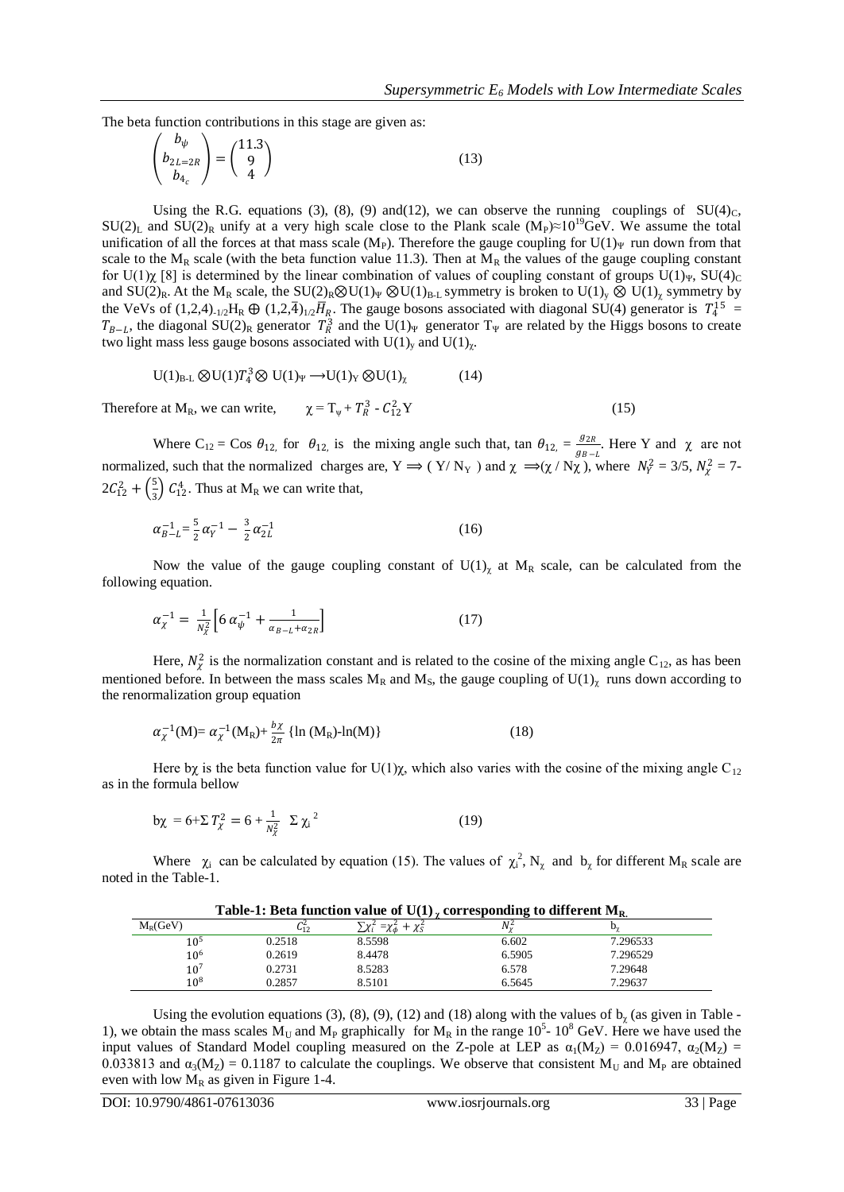The beta function contributions in this stage are given as:

$$\begin{pmatrix} b_{\psi} \\ b_{2L=2R} \\ b_{4_c} \end{pmatrix} = \begin{pmatrix} 11.3 \\ 9 \\ 4 \end{pmatrix} \tag{13}$$

Using the R.G. equations (3), (8), (9) and(12), we can observe the running couplings of $SU(4)_C$, $SU(2)_L$ and $SU(2)_R$ unify at a very high scale close to the Plank scale $(M_P)\approx 10^{19}$GeV. We assume the total unification of all the forces at that mass scale ($M_P$). Therefore the gauge coupling for $U(1)_\Psi$ run down from that scale to the $M_R$ scale (with the beta function value 11.3). Then at $M_R$ the values of the gauge coupling constant for $U(1)\chi$ [8] is determined by the linear combination of values of coupling constant of groups $U(1)_\Psi$, $SU(4)_C$ and $SU(2)_R$. At the $M_R$ scale, the $SU(2)_R \otimes U(1)_\Psi \otimes U(1)_{B-L}$ symmetry is broken to $U(1)_y \otimes U(1)_\chi$ symmetry by the VeVs of $(1,2,4)_{-1/2}H_R \oplus (1,2,\overline{4})_{1/2}\overline{H}_R$. The gauge bosons associated with diagonal SU(4) generator is $T_4^{15} = T_{B-L}$, the diagonal $SU(2)_R$ generator $T_R^3$ and the $U(1)_\Psi$ generator $T_\Psi$ are related by the Higgs bosons to create two light mass less gauge bosons associated with $U(1)_y$ and $U(1)_\chi$.

$$U(1)_{B-L} \otimes U(1)T_4^3 \otimes U(1)_\Psi \longrightarrow U(1)_Y \otimes U(1)_\chi \tag{14}$$

Therefore at $M_R$, we can write, $\quad \chi = T_\psi + T_R^3 - C_{12}^2 Y \quad (15)$

Where $C_{12} = \cos\theta_{12}$, for $\theta_{12}$, is the mixing angle such that, $\tan\theta_{12} = \frac{g_{2R}}{g_{B-L}}$. Here Y and $\chi$ are not normalized, such that the normalized charges are, $Y \Longrightarrow (Y/N_Y)$ and $\chi \Longrightarrow (\chi / N\chi)$, where $N_Y^2 = 3/5$, $N_\chi^2 = 7 - 2C_{12}^2 + \left(\frac{5}{3}\right) C_{12}^4$. Thus at $M_R$ we can write that,

$$\alpha_{B-L}^{-1} = \frac{5}{2}\alpha_Y^{-1} - \frac{3}{2}\alpha_{2L}^{-1} \tag{16}$$

Now the value of the gauge coupling constant of $U(1)_\chi$ at $M_R$ scale, can be calculated from the following equation.

$$\alpha_\chi^{-1} = \frac{1}{N_\chi^2}\left[6\,\alpha_\psi^{-1} + \frac{1}{\alpha_{B-L}+\alpha_{2R}}\right] \tag{17}$$

Here, $N_\chi^2$ is the normalization constant and is related to the cosine of the mixing angle $C_{12}$, as has been mentioned before. In between the mass scales $M_R$ and $M_S$, the gauge coupling of $U(1)_\chi$ runs down according to the renormalization group equation

$$\alpha_\chi^{-1}(M) = \alpha_\chi^{-1}(M_R) + \frac{b\chi}{2\pi}\{\ln(M_R) - \ln(M)\} \tag{18}$$

Here $b\chi$ is the beta function value for $U(1)\chi$, which also varies with the cosine of the mixing angle $C_{12}$ as in the formula bellow

$$b\chi = 6 + \Sigma T_\chi^2 = 6 + \frac{1}{N_\chi^2}\ \Sigma\, \chi_i^{\,2} \tag{19}$$

Where $\chi_i$ can be calculated by equation (15). The values of $\chi_i^2$, $N_\chi$ and $b_\chi$ for different $M_R$ scale are noted in the Table-1.

**Table-1: Beta function value of $U(1)_\chi$ corresponding to different $M_R$.**

| $M_R$(GeV) | $C_{12}^2$ | $\sum\chi_i^2 = \chi_\phi^2 + \chi_S^2$ | $N_\chi^2$ | $b_\chi$ |
|---|---|---|---|---|
| $10^5$ | 0.2518 | 8.5598 | 6.602 | 7.296533 |
| $10^6$ | 0.2619 | 8.4478 | 6.5905 | 7.296529 |
| $10^7$ | 0.2731 | 8.5283 | 6.578 | 7.29648 |
| $10^8$ | 0.2857 | 8.5101 | 6.5645 | 7.29637 |

Using the evolution equations (3), (8), (9), (12) and (18) along with the values of $b_\chi$ (as given in Table - 1), we obtain the mass scales $M_U$ and $M_P$ graphically for $M_R$ in the range $10^5$- $10^8$ GeV. Here we have used the input values of Standard Model coupling measured on the Z-pole at LEP as $\alpha_1(M_Z) = 0.016947$, $\alpha_2(M_Z) = 0.033813$ and $\alpha_3(M_Z) = 0.1187$ to calculate the couplings. We observe that consistent $M_U$ and $M_P$ are obtained even with low $M_R$ as given in Figure 1-4.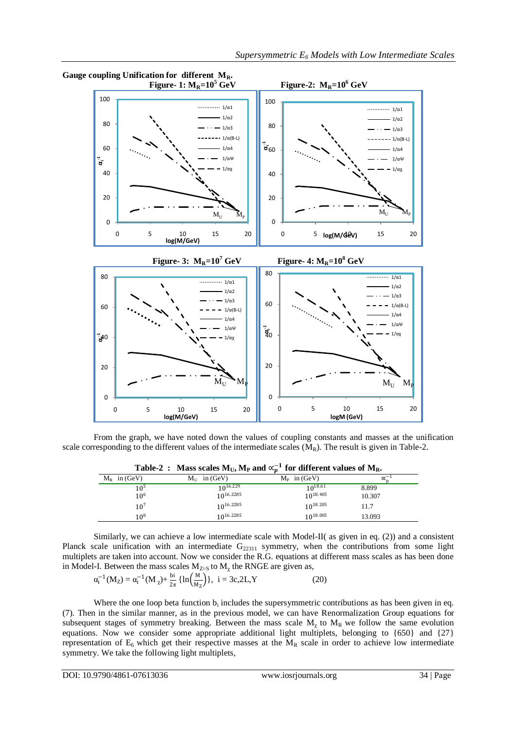**Gauge coupling Unification for different $M_R$.**

**Figure- 1: $M_R$=$10^5$ GeV**

**Figure-2: $M_R$=$10^6$ GeV**

**Figure- 3: $M_R$=$10^7$ GeV**

**Figure- 4: $M_R$=$10^8$ GeV**

From the graph, we have noted down the values of coupling constants and masses at the unification scale corresponding to the different values of the intermediate scales ($M_R$). The result is given in Table-2.

**Table-2 : Mass scales $M_U$, $M_P$ and $\alpha_p^{-1}$ for different values of $M_R$.**

| $M_R$ in (GeV) | $M_U$ in (GeV) | $M_P$ in (GeV) | $\alpha_p^{-1}$ |
|---|---|---|---|
| $10^5$ | $10^{16.229}$ | $10^{18.61}$ | 8.899 |
| $10^6$ | $10^{16.2285}$ | $10^{18.405}$ | 10.307 |
| $10^7$ | $10^{16.2285}$ | $10^{18.205}$ | 11.7 |
| $10^8$ | $10^{16.2285}$ | $10^{18.005}$ | 13.093 |

Similarly, we can achieve a low intermediate scale with Model-II( as given in eq. (2)) and a consistent Planck scale unification with an intermediate $G_{22311}$ symmetry, when the contributions from some light multiplets are taken into account. Now we consider the R.G. equations at different mass scales as has been done in Model-I. Between the mass scales $M_{Z=S}$ to $M_\chi$ the RNGE are given as,

$$\alpha_i^{-1}(M_Z) = \alpha_i^{-1}(M_\chi)+ \frac{b_i}{2\pi}\left\{\ln\left(\frac{M}{M_Z}\right)\right\},\ \ i = 3c,2L,Y \qquad (20)$$

Where the one loop beta function $b_i$ includes the supersymmetric contributions as has been given in eq. (7). Then in the similar manner, as in the previous model, we can have Renormalization Group equations for subsequent stages of symmetry breaking. Between the mass scale $M_\chi$ to $M_R$ we follow the same evolution equations. Now we consider some appropriate additional light multiplets, belonging to {650} and {27} representation of $E_6$ which get their respective masses at the $M_R$ scale in order to achieve low intermediate symmetry. We take the following light multiplets,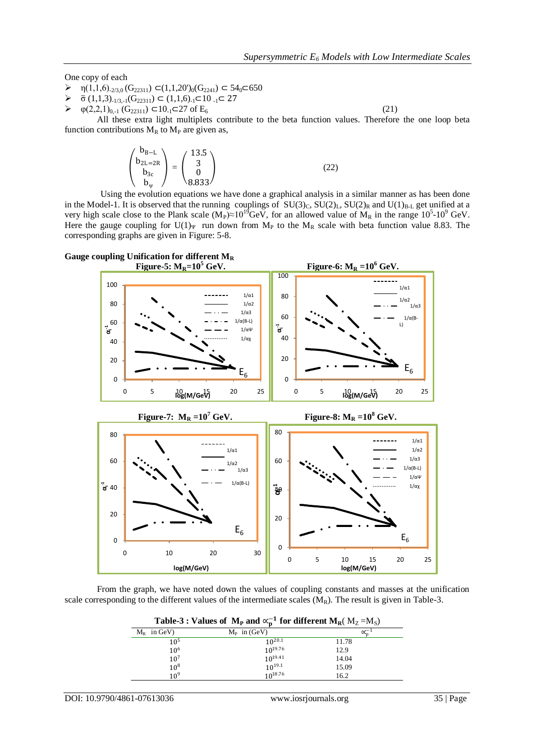One copy of each

- $\eta(1,1,6)_{-2/3,0}\,(G_{22311}) \subset (1,1,20')_0(G_{2241}) \subset 54_0 \subset 650$
- $\bar{\sigma}\,(1,1,3)_{-1/3,-1}(G_{22311}) \subset (1,1,6)_{-1} \subset 10_{-1} \subset 27$
- $\varphi(2,2,1)_{0,-1}\,(G_{22311}) \subset 10_{-1} \subset 27$ of $E_6$ (21)

All these extra light multiplets contribute to the beta function values. Therefore the one loop beta function contributions $M_R$ to $M_P$ are given as,

$$\begin{pmatrix} b_{B-L} \\ b_{2L=2R} \\ b_{3c} \\ b_{\psi} \end{pmatrix} = \begin{pmatrix} 13.5 \\ 3 \\ 0 \\ 8.833 \end{pmatrix} \tag{22}$$

Using the evolution equations we have done a graphical analysis in a similar manner as has been done in the Model-1. It is observed that the running couplings of $SU(3)_C$, $SU(2)_L$, $SU(2)_R$ and $U(1)_{B-L}$ get unified at a very high scale close to the Plank scale ($M_P$)$\approx 10^{19}$GeV, for an allowed value of $M_R$ in the range $10^5$-$10^9$ GeV. Here the gauge coupling for $U(1)_\Psi$ run down from $M_P$ to the $M_R$ scale with beta function value 8.83. The corresponding graphs are given in Figure: 5-8.

**Gauge coupling Unification for different $M_R$**

**Figure-5: $M_R=10^5$ GeV.**

**Figure-6: $M_R=10^6$ GeV.**

**Figure-7: $M_R=10^7$ GeV.**

**Figure-8: $M_R=10^8$ GeV.**

From the graph, we have noted down the values of coupling constants and masses at the unification scale corresponding to the different values of the intermediate scales ($M_R$). The result is given in Table-3.

**Table-3 : Values of $M_P$ and $\alpha_p^{-1}$ for different $M_R$( $M_Z = M_S$)**

| $M_R$ in GeV) | $M_P$ in (GeV) | $\alpha_p^{-1}$ |
|---|---|---|
| $10^5$ | $10^{20.1}$ | 11.78 |
| $10^6$ | $10^{19.76}$ | 12.9 |
| $10^7$ | $10^{19.41}$ | 14.04 |
| $10^8$ | $10^{19.1}$ | 15.09 |
| $10^9$ | $10^{18.76}$ | 16.2 |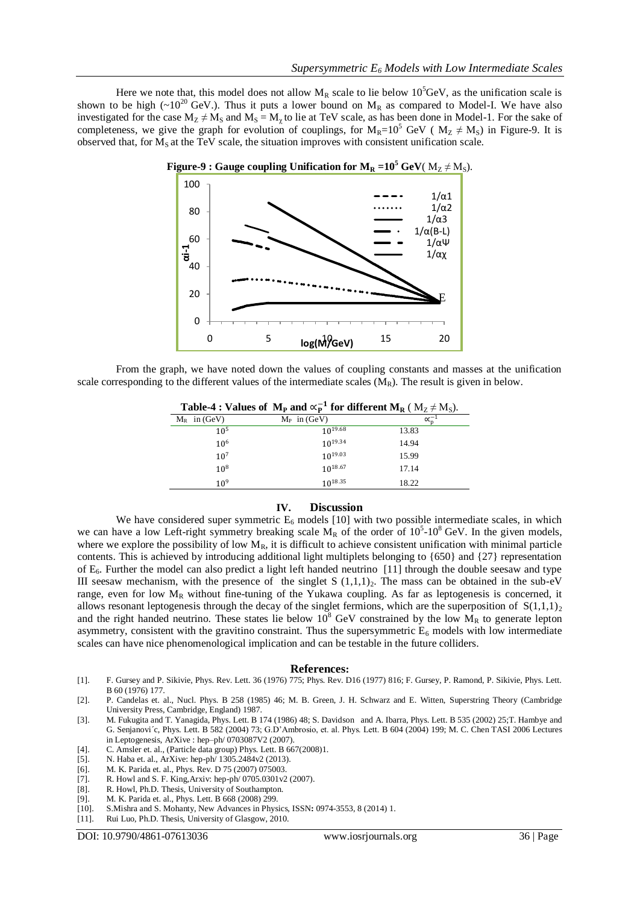Here we note that, this model does not allow $M_R$ scale to lie below $10^5$GeV, as the unification scale is shown to be high (~$10^{20}$ GeV.). Thus it puts a lower bound on $M_R$ as compared to Model-I. We have also investigated for the case $M_Z \neq M_S$ and $M_S = M_\chi$ to lie at TeV scale, as has been done in Model-1. For the sake of completeness, we give the graph for evolution of couplings, for $M_R=10^5$ GeV ( $M_Z \neq M_S$) in Figure-9. It is observed that, for $M_S$ at the TeV scale, the situation improves with consistent unification scale.

**Figure-9 : Gauge coupling Unification for $M_R = 10^5$ GeV( $M_Z \neq M_S$).**

100
80
60
40
20
0
αi-1
0
5
10
15
20
log(M/GeV)
1/α1
1/α2
1/α3
1/α(B-L)
1/αΨ
1/αχ
E

From the graph, we have noted down the values of coupling constants and masses at the unification scale corresponding to the different values of the intermediate scales ($M_R$). The result is given in below.

**Table-4 : Values of $M_P$ and $\alpha_P^{-1}$ for different $M_R$ ( $M_Z \neq M_S$).**

| $M_R$ in (GeV) | $M_P$ in (GeV) | $\alpha_P^{-1}$ |
|---|---|---|
| $10^5$ | $10^{19.68}$ | 13.83 |
| $10^6$ | $10^{19.34}$ | 14.94 |
| $10^7$ | $10^{19.03}$ | 15.99 |
| $10^8$ | $10^{18.67}$ | 17.14 |
| $10^9$ | $10^{18.35}$ | 18.22 |

## IV. Discussion

We have considered super symmetric $E_6$ models [10] with two possible intermediate scales, in which we can have a low Left-right symmetry breaking scale $M_R$ of the order of $10^5$-$10^8$ GeV. In the given models, where we explore the possibility of low $M_R$, it is difficult to achieve consistent unification with minimal particle contents. This is achieved by introducing additional light multiplets belonging to {650} and {27} representation of $E_6$. Further the model can also predict a light left handed neutrino [11] through the double seesaw and type III seesaw mechanism, with the presence of the singlet S $(1,1,1)_2$. The mass can be obtained in the sub-eV range, even for low $M_R$ without fine-tuning of the Yukawa coupling. As far as leptogenesis is concerned, it allows resonant leptogenesis through the decay of the singlet fermions, which are the superposition of $S(1,1,1)_2$ and the right handed neutrino. These states lie below $10^8$ GeV constrained by the low $M_R$ to generate lepton asymmetry, consistent with the gravitino constraint. Thus the supersymmetric $E_6$ models with low intermediate scales can have nice phenomenological implication and can be testable in the future colliders.

## References:

[1]. F. Gursey and P. Sikivie, Phys. Rev. Lett. 36 (1976) 775; Phys. Rev. D16 (1977) 816; F. Gursey, P. Ramond, P. Sikivie, Phys. Lett. B 60 (1976) 177.

[2]. P. Candelas et. al., Nucl. Phys. B 258 (1985) 46; M. B. Green, J. H. Schwarz and E. Witten, Superstring Theory (Cambridge University Press, Cambridge, England) 1987.

[3]. M. Fukugita and T. Yanagida, Phys. Lett. B 174 (1986) 48; S. Davidson and A. Ibarra, Phys. Lett. B 535 (2002) 25;T. Hambye and G. Senjanovi´c, Phys. Lett. B 582 (2004) 73; G.D'Ambrosio, et. al. Phys. Lett. B 604 (2004) 199; M. C. Chen TASI 2006 Lectures in Leptogenesis, ArXive : hep–ph/ 0703087V2 (2007).

[4]. C. Amsler et. al., (Particle data group) Phys. Lett. B 667(2008)1.

[5]. N. Haba et. al., ArXive: hep-ph/ 1305.2484v2 (2013).

[6]. M. K. Parida et. al., Phys. Rev. D 75 (2007) 075003.

[7]. R. Howl and S. F. King,Arxiv: hep-ph/ 0705.0301v2 (2007).

[8]. R. Howl, Ph.D. Thesis, University of Southampton.

[9]. M. K. Parida et. al., Phys. Lett. B 668 (2008) 299.

[10]. S.Mishra and S. Mohanty, New Advances in Physics, ISSN**:** 0974-3553, 8 (2014) 1.

[11]. Rui Luo, Ph.D. Thesis, University of Glasgow, 2010.